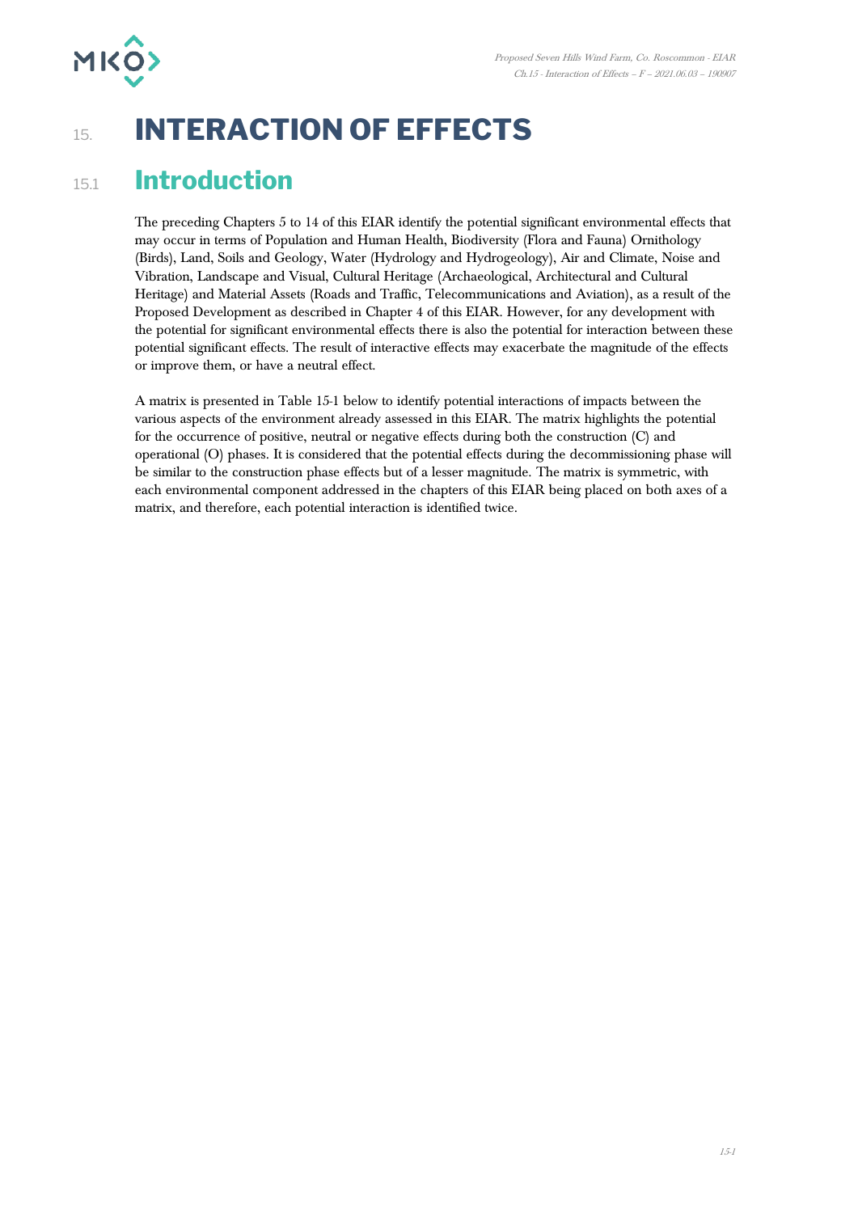# 15. INTERACTION OF EFFECTS

## 15.1 Introduction

The preceding Chapters 5 to 14 of this EIAR identify the potential significant environmental effects that may occur in terms of Population and Human Health, Biodiversity (Flora and Fauna) Ornithology (Birds), Land, Soils and Geology, Water (Hydrology and Hydrogeology), Air and Climate, Noise and Vibration, Landscape and Visual, Cultural Heritage (Archaeological, Architectural and Cultural Heritage) and Material Assets (Roads and Traffic, Telecommunications and Aviation), as a result of the Proposed Development as described in Chapter 4 of this EIAR. However, for any development with the potential for significant environmental effects there is also the potential for interaction between these potential significant effects. The result of interactive effects may exacerbate the magnitude of the effects or improve them, or have a neutral effect.

A matrix is presented in Table 15-1 below to identify potential interactions of impacts between the various aspects of the environment already assessed in this EIAR. The matrix highlights the potential for the occurrence of positive, neutral or negative effects during both the construction (C) and operational (O) phases. It is considered that the potential effects during the decommissioning phase will be similar to the construction phase effects but of a lesser magnitude. The matrix is symmetric, with each environmental component addressed in the chapters of this EIAR being placed on both axes of a matrix, and therefore, each potential interaction is identified twice.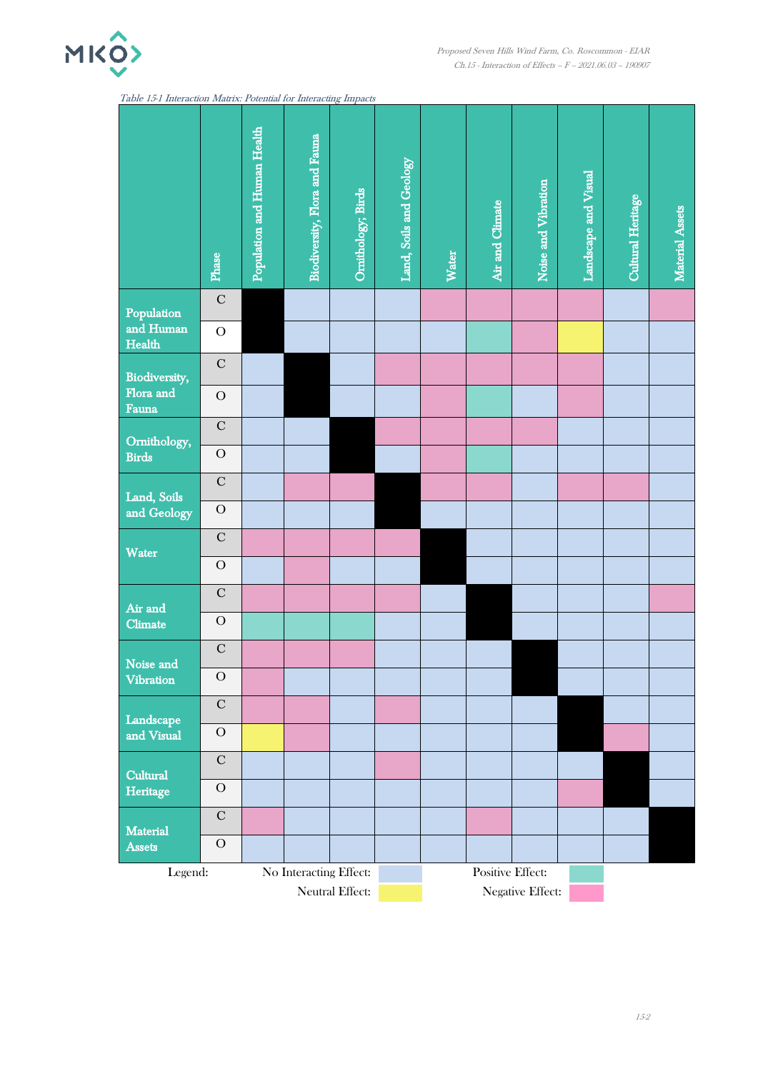*Table 15-1 Interaction Matrix: Potential for Interacting Impacts*

| | Phase | Population and Human Health | Biodiversity, Flora and Fauna | Ornithology, Birds | Land, Soils and Geology | Water | Air and Climate | Noise and Vibration | Landscape and Visual | Cultural Heritage | Material Assets |
|---|---|---|---|---|---|---|---|---|---|---|---|
| Population and Human Health | C | – | No Interacting Effect | No Interacting Effect | No Interacting Effect | Negative | Negative | Negative | Negative | No Interacting Effect | Negative |
| | O | – | No Interacting Effect | No Interacting Effect | No Interacting Effect | No Interacting Effect | Positive | Negative | Neutral | No Interacting Effect | No Interacting Effect |
| Biodiversity, Flora and Fauna | C | No Interacting Effect | – | No Interacting Effect | Negative | Negative | Negative | Negative | Negative | No Interacting Effect | No Interacting Effect |
| | O | No Interacting Effect | – | No Interacting Effect | No Interacting Effect | Negative | Positive | No Interacting Effect | Negative | No Interacting Effect | No Interacting Effect |
| Ornithology, Birds | C | No Interacting Effect | No Interacting Effect | – | Negative | Negative | Negative | Negative | No Interacting Effect | No Interacting Effect | No Interacting Effect |
| | O | No Interacting Effect | No Interacting Effect | – | No Interacting Effect | Negative | Positive | No Interacting Effect | No Interacting Effect | No Interacting Effect | No Interacting Effect |
| Land, Soils and Geology | C | No Interacting Effect | Negative | Negative | – | Negative | Negative | No Interacting Effect | Negative | Negative | No Interacting Effect |
| | O | No Interacting Effect | No Interacting Effect | No Interacting Effect | – | No Interacting Effect | No Interacting Effect | No Interacting Effect | No Interacting Effect | No Interacting Effect | No Interacting Effect |
| Water | C | Negative | Negative | Negative | Negative | – | No Interacting Effect | No Interacting Effect | No Interacting Effect | No Interacting Effect | No Interacting Effect |
| | O | No Interacting Effect | Negative | No Interacting Effect | No Interacting Effect | – | No Interacting Effect | No Interacting Effect | No Interacting Effect | No Interacting Effect | No Interacting Effect |
| Air and Climate | C | Negative | Negative | Negative | Negative | No Interacting Effect | – | No Interacting Effect | No Interacting Effect | No Interacting Effect | Negative |
| | O | Positive | Positive | Positive | No Interacting Effect | No Interacting Effect | – | No Interacting Effect | No Interacting Effect | No Interacting Effect | No Interacting Effect |
| Noise and Vibration | C | Negative | Negative | Negative | No Interacting Effect | No Interacting Effect | No Interacting Effect | – | No Interacting Effect | No Interacting Effect | No Interacting Effect |
| | O | Negative | No Interacting Effect | No Interacting Effect | No Interacting Effect | No Interacting Effect | No Interacting Effect | – | No Interacting Effect | No Interacting Effect | No Interacting Effect |
| Landscape and Visual | C | Negative | Negative | No Interacting Effect | Negative | No Interacting Effect | No Interacting Effect | No Interacting Effect | – | No Interacting Effect | No Interacting Effect |
| | O | Neutral | Negative | No Interacting Effect | No Interacting Effect | No Interacting Effect | No Interacting Effect | No Interacting Effect | – | Negative | No Interacting Effect |
| Cultural Heritage | C | No Interacting Effect | No Interacting Effect | No Interacting Effect | Negative | No Interacting Effect | No Interacting Effect | No Interacting Effect | No Interacting Effect | – | No Interacting Effect |
| | O | No Interacting Effect | No Interacting Effect | No Interacting Effect | No Interacting Effect | No Interacting Effect | No Interacting Effect | No Interacting Effect | Negative | – | No Interacting Effect |
| Material Assets | C | Negative | No Interacting Effect | No Interacting Effect | No Interacting Effect | No Interacting Effect | Negative | No Interacting Effect | No Interacting Effect | No Interacting Effect | – |
| | O | No Interacting Effect | No Interacting Effect | No Interacting Effect | No Interacting Effect | No Interacting Effect | No Interacting Effect | No Interacting Effect | No Interacting Effect | No Interacting Effect | – |

Legend: No Interacting Effect; Positive Effect; Neutral Effect; Negative Effect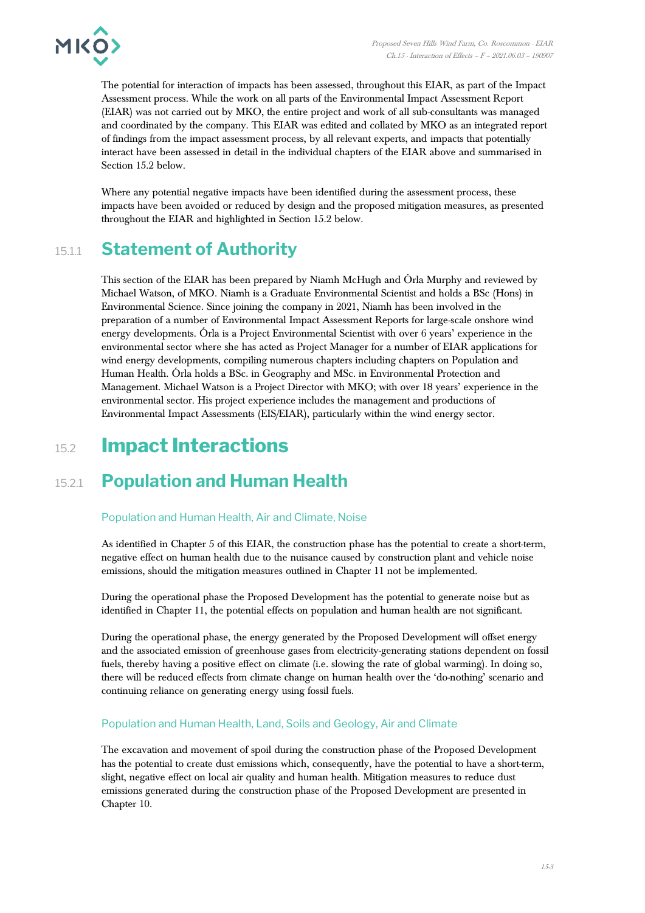The potential for interaction of impacts has been assessed, throughout this EIAR, as part of the Impact Assessment process. While the work on all parts of the Environmental Impact Assessment Report (EIAR) was not carried out by MKO, the entire project and work of all sub-consultants was managed and coordinated by the company. This EIAR was edited and collated by MKO as an integrated report of findings from the impact assessment process, by all relevant experts, and impacts that potentially interact have been assessed in detail in the individual chapters of the EIAR above and summarised in Section 15.2 below.

Where any potential negative impacts have been identified during the assessment process, these impacts have been avoided or reduced by design and the proposed mitigation measures, as presented throughout the EIAR and highlighted in Section 15.2 below.

### 15.1.1 Statement of Authority

This section of the EIAR has been prepared by Niamh McHugh and Órla Murphy and reviewed by Michael Watson, of MKO. Niamh is a Graduate Environmental Scientist and holds a BSc (Hons) in Environmental Science. Since joining the company in 2021, Niamh has been involved in the preparation of a number of Environmental Impact Assessment Reports for large-scale onshore wind energy developments. Órla is a Project Environmental Scientist with over 6 years' experience in the environmental sector where she has acted as Project Manager for a number of EIAR applications for wind energy developments, compiling numerous chapters including chapters on Population and Human Health. Órla holds a BSc. in Geography and MSc. in Environmental Protection and Management. Michael Watson is a Project Director with MKO; with over 18 years' experience in the environmental sector. His project experience includes the management and productions of Environmental Impact Assessments (EIS/EIAR), particularly within the wind energy sector.

## 15.2 Impact Interactions

### 15.2.1 Population and Human Health

#### Population and Human Health, Air and Climate, Noise

As identified in Chapter 5 of this EIAR, the construction phase has the potential to create a short-term, negative effect on human health due to the nuisance caused by construction plant and vehicle noise emissions, should the mitigation measures outlined in Chapter 11 not be implemented.

During the operational phase the Proposed Development has the potential to generate noise but as identified in Chapter 11, the potential effects on population and human health are not significant.

During the operational phase, the energy generated by the Proposed Development will offset energy and the associated emission of greenhouse gases from electricity-generating stations dependent on fossil fuels, thereby having a positive effect on climate (i.e. slowing the rate of global warming). In doing so, there will be reduced effects from climate change on human health over the 'do-nothing' scenario and continuing reliance on generating energy using fossil fuels.

#### Population and Human Health, Land, Soils and Geology, Air and Climate

The excavation and movement of spoil during the construction phase of the Proposed Development has the potential to create dust emissions which, consequently, have the potential to have a short-term, slight, negative effect on local air quality and human health. Mitigation measures to reduce dust emissions generated during the construction phase of the Proposed Development are presented in Chapter 10.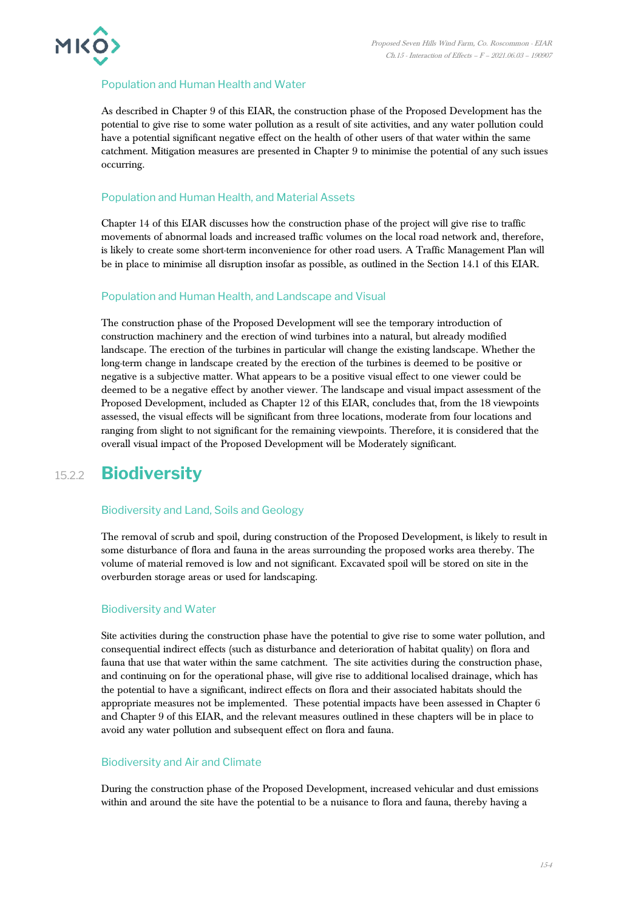### Population and Human Health and Water

As described in Chapter 9 of this EIAR, the construction phase of the Proposed Development has the potential to give rise to some water pollution as a result of site activities, and any water pollution could have a potential significant negative effect on the health of other users of that water within the same catchment. Mitigation measures are presented in Chapter 9 to minimise the potential of any such issues occurring.

### Population and Human Health, and Material Assets

Chapter 14 of this EIAR discusses how the construction phase of the project will give rise to traffic movements of abnormal loads and increased traffic volumes on the local road network and, therefore, is likely to create some short-term inconvenience for other road users. A Traffic Management Plan will be in place to minimise all disruption insofar as possible, as outlined in the Section 14.1 of this EIAR.

### Population and Human Health, and Landscape and Visual

The construction phase of the Proposed Development will see the temporary introduction of construction machinery and the erection of wind turbines into a natural, but already modified landscape. The erection of the turbines in particular will change the existing landscape. Whether the long-term change in landscape created by the erection of the turbines is deemed to be positive or negative is a subjective matter. What appears to be a positive visual effect to one viewer could be deemed to be a negative effect by another viewer. The landscape and visual impact assessment of the Proposed Development, included as Chapter 12 of this EIAR, concludes that, from the 18 viewpoints assessed, the visual effects will be significant from three locations, moderate from four locations and ranging from slight to not significant for the remaining viewpoints. Therefore, it is considered that the overall visual impact of the Proposed Development will be Moderately significant.

## 15.2.2 Biodiversity

### Biodiversity and Land, Soils and Geology

The removal of scrub and spoil, during construction of the Proposed Development, is likely to result in some disturbance of flora and fauna in the areas surrounding the proposed works area thereby. The volume of material removed is low and not significant. Excavated spoil will be stored on site in the overburden storage areas or used for landscaping.

### Biodiversity and Water

Site activities during the construction phase have the potential to give rise to some water pollution, and consequential indirect effects (such as disturbance and deterioration of habitat quality) on flora and fauna that use that water within the same catchment. The site activities during the construction phase, and continuing on for the operational phase, will give rise to additional localised drainage, which has the potential to have a significant, indirect effects on flora and their associated habitats should the appropriate measures not be implemented. These potential impacts have been assessed in Chapter 6 and Chapter 9 of this EIAR, and the relevant measures outlined in these chapters will be in place to avoid any water pollution and subsequent effect on flora and fauna.

### Biodiversity and Air and Climate

During the construction phase of the Proposed Development, increased vehicular and dust emissions within and around the site have the potential to be a nuisance to flora and fauna, thereby having a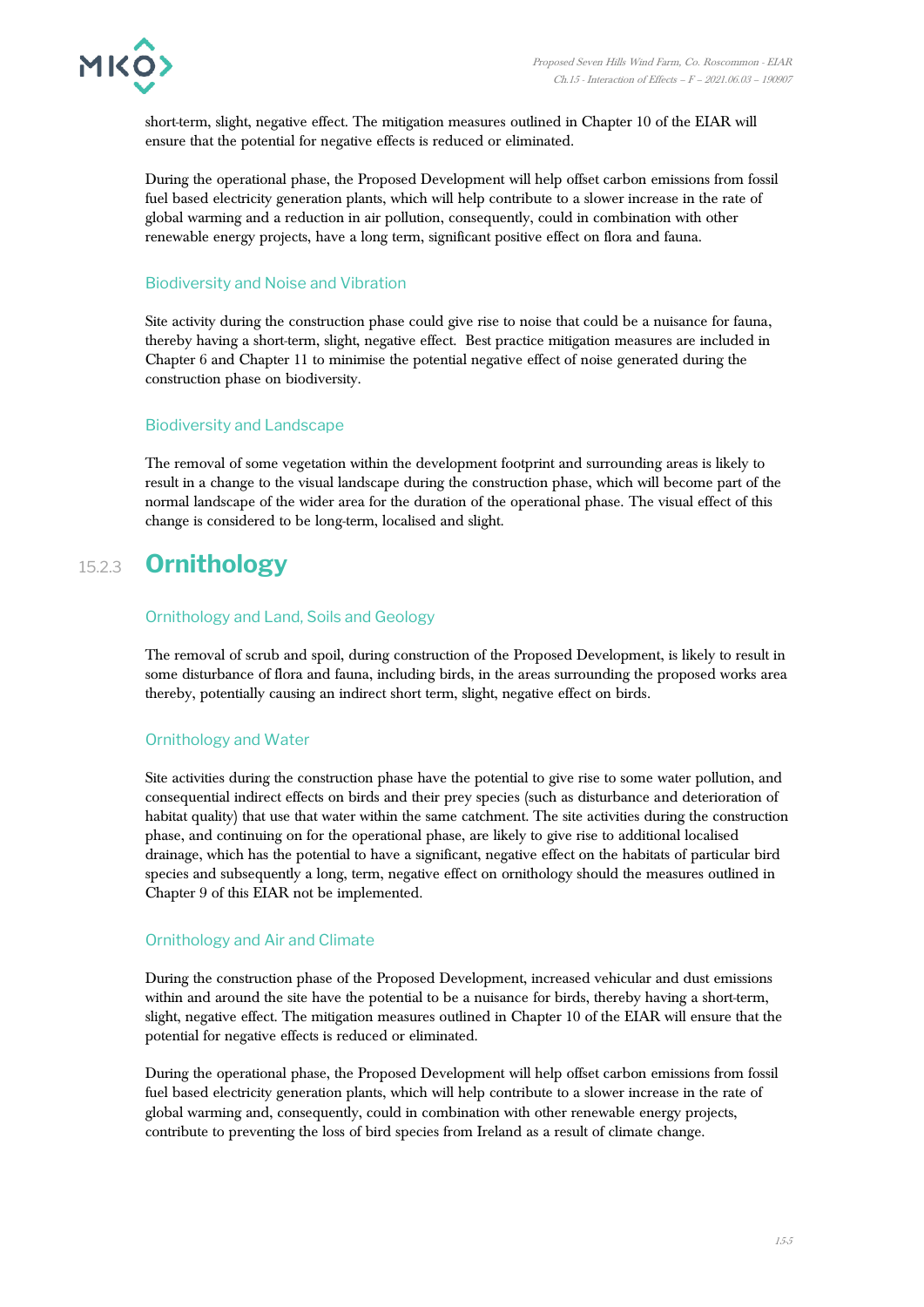short-term, slight, negative effect. The mitigation measures outlined in Chapter 10 of the EIAR will ensure that the potential for negative effects is reduced or eliminated.

During the operational phase, the Proposed Development will help offset carbon emissions from fossil fuel based electricity generation plants, which will help contribute to a slower increase in the rate of global warming and a reduction in air pollution, consequently, could in combination with other renewable energy projects, have a long term, significant positive effect on flora and fauna.

#### Biodiversity and Noise and Vibration

Site activity during the construction phase could give rise to noise that could be a nuisance for fauna, thereby having a short-term, slight, negative effect. Best practice mitigation measures are included in Chapter 6 and Chapter 11 to minimise the potential negative effect of noise generated during the construction phase on biodiversity.

#### Biodiversity and Landscape

The removal of some vegetation within the development footprint and surrounding areas is likely to result in a change to the visual landscape during the construction phase, which will become part of the normal landscape of the wider area for the duration of the operational phase. The visual effect of this change is considered to be long-term, localised and slight.

### 15.2.3 Ornithology

#### Ornithology and Land, Soils and Geology

The removal of scrub and spoil, during construction of the Proposed Development, is likely to result in some disturbance of flora and fauna, including birds, in the areas surrounding the proposed works area thereby, potentially causing an indirect short term, slight, negative effect on birds.

#### Ornithology and Water

Site activities during the construction phase have the potential to give rise to some water pollution, and consequential indirect effects on birds and their prey species (such as disturbance and deterioration of habitat quality) that use that water within the same catchment. The site activities during the construction phase, and continuing on for the operational phase, are likely to give rise to additional localised drainage, which has the potential to have a significant, negative effect on the habitats of particular bird species and subsequently a long, term, negative effect on ornithology should the measures outlined in Chapter 9 of this EIAR not be implemented.

#### Ornithology and Air and Climate

During the construction phase of the Proposed Development, increased vehicular and dust emissions within and around the site have the potential to be a nuisance for birds, thereby having a short-term, slight, negative effect. The mitigation measures outlined in Chapter 10 of the EIAR will ensure that the potential for negative effects is reduced or eliminated.

During the operational phase, the Proposed Development will help offset carbon emissions from fossil fuel based electricity generation plants, which will help contribute to a slower increase in the rate of global warming and, consequently, could in combination with other renewable energy projects, contribute to preventing the loss of bird species from Ireland as a result of climate change.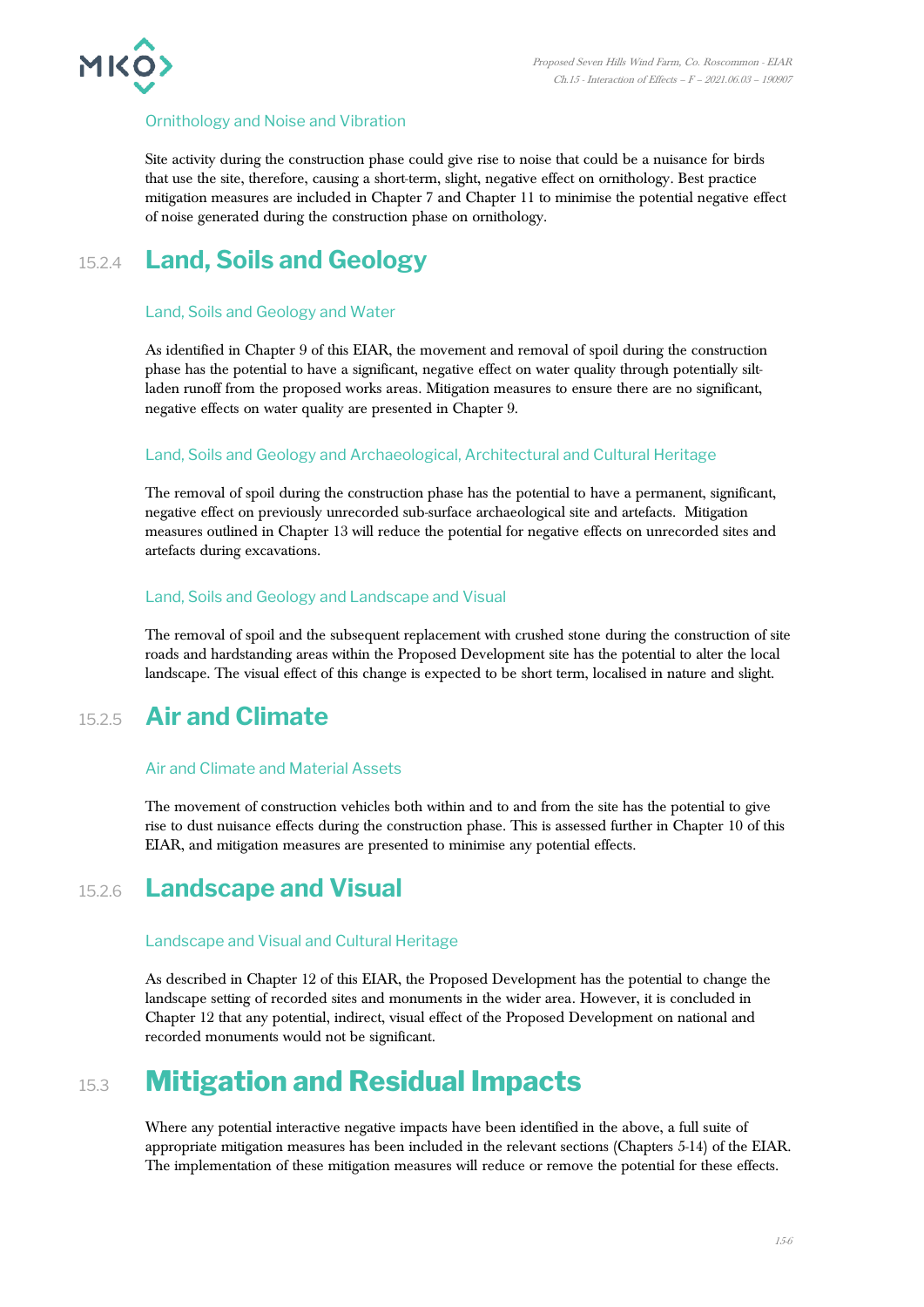#### Ornithology and Noise and Vibration

Site activity during the construction phase could give rise to noise that could be a nuisance for birds that use the site, therefore, causing a short-term, slight, negative effect on ornithology. Best practice mitigation measures are included in Chapter 7 and Chapter 11 to minimise the potential negative effect of noise generated during the construction phase on ornithology.

### 15.2.4 Land, Soils and Geology

#### Land, Soils and Geology and Water

As identified in Chapter 9 of this EIAR, the movement and removal of spoil during the construction phase has the potential to have a significant, negative effect on water quality through potentially silt-laden runoff from the proposed works areas. Mitigation measures to ensure there are no significant, negative effects on water quality are presented in Chapter 9.

#### Land, Soils and Geology and Archaeological, Architectural and Cultural Heritage

The removal of spoil during the construction phase has the potential to have a permanent, significant, negative effect on previously unrecorded sub-surface archaeological site and artefacts. Mitigation measures outlined in Chapter 13 will reduce the potential for negative effects on unrecorded sites and artefacts during excavations.

#### Land, Soils and Geology and Landscape and Visual

The removal of spoil and the subsequent replacement with crushed stone during the construction of site roads and hardstanding areas within the Proposed Development site has the potential to alter the local landscape. The visual effect of this change is expected to be short term, localised in nature and slight.

### 15.2.5 Air and Climate

#### Air and Climate and Material Assets

The movement of construction vehicles both within and to and from the site has the potential to give rise to dust nuisance effects during the construction phase. This is assessed further in Chapter 10 of this EIAR, and mitigation measures are presented to minimise any potential effects.

### 15.2.6 Landscape and Visual

#### Landscape and Visual and Cultural Heritage

As described in Chapter 12 of this EIAR, the Proposed Development has the potential to change the landscape setting of recorded sites and monuments in the wider area. However, it is concluded in Chapter 12 that any potential, indirect, visual effect of the Proposed Development on national and recorded monuments would not be significant.

## 15.3 Mitigation and Residual Impacts

Where any potential interactive negative impacts have been identified in the above, a full suite of appropriate mitigation measures has been included in the relevant sections (Chapters 5-14) of the EIAR. The implementation of these mitigation measures will reduce or remove the potential for these effects.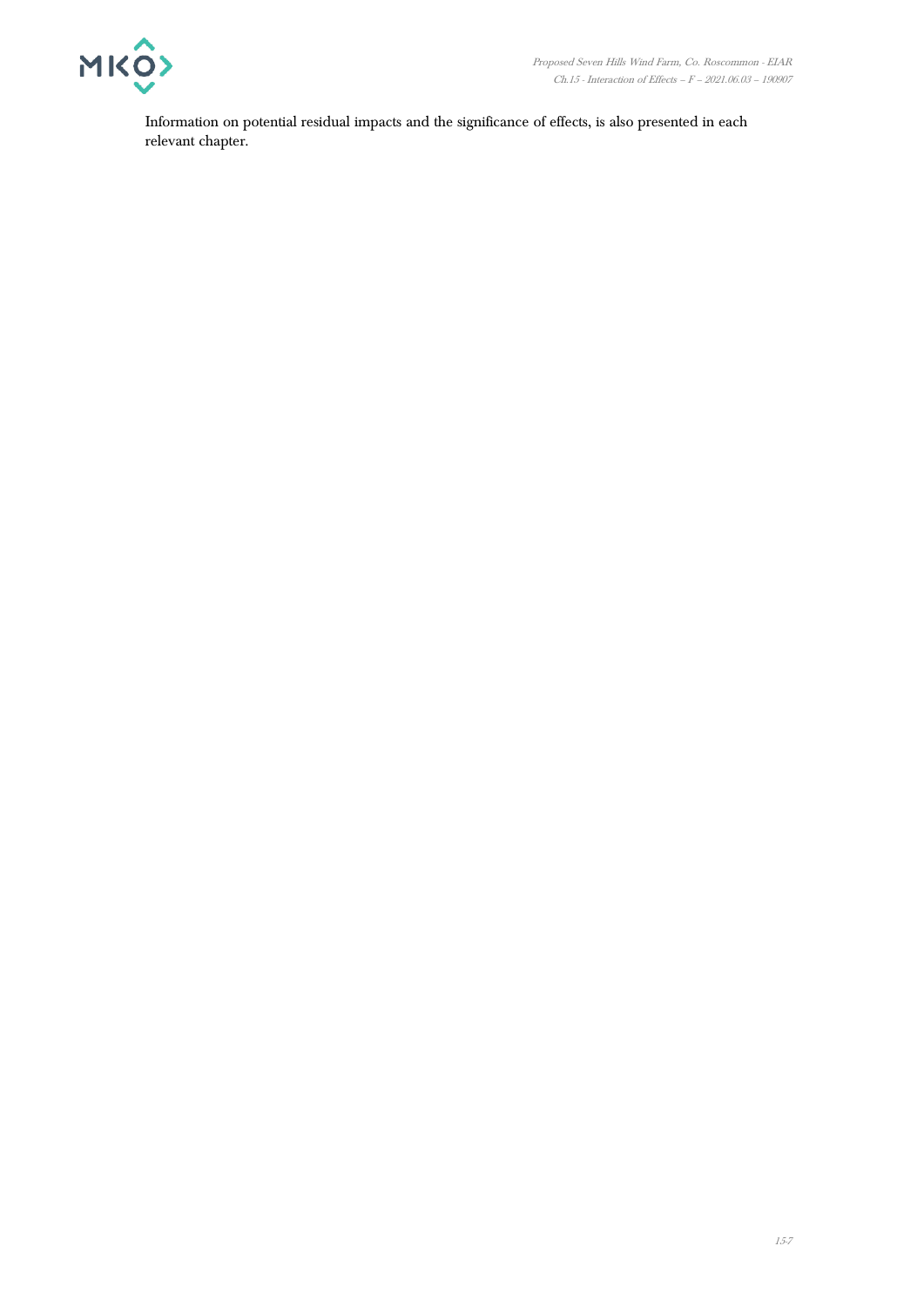Information on potential residual impacts and the significance of effects, is also presented in each relevant chapter.